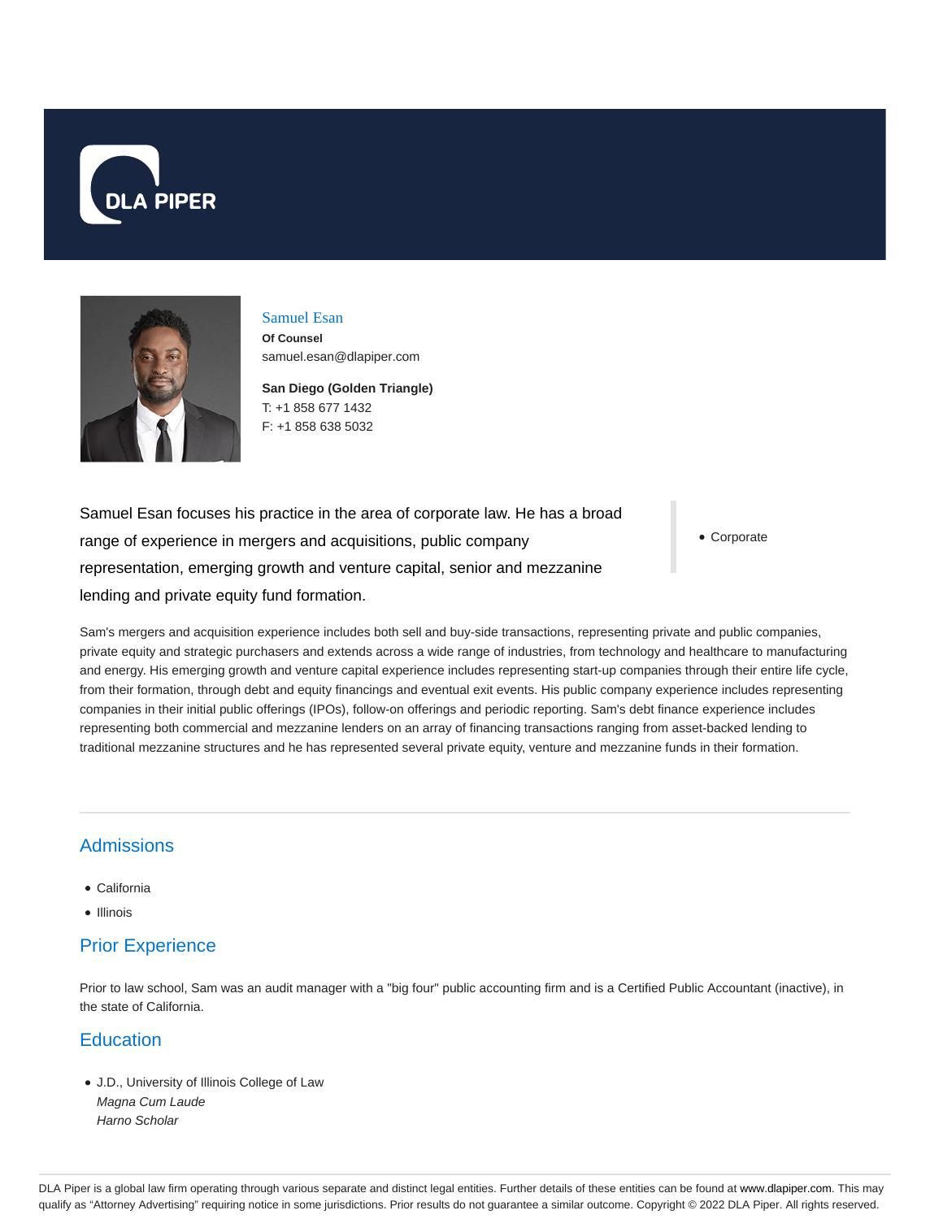DLA PIPER

# Samuel Esan

**Of Counsel**
samuel.esan@dlapiper.com

**San Diego (Golden Triangle)**
T: +1 858 677 1432
F: +1 858 638 5032

Samuel Esan focuses his practice in the area of corporate law. He has a broad range of experience in mergers and acquisitions, public company representation, emerging growth and venture capital, senior and mezzanine lending and private equity fund formation.

- Corporate

Sam's mergers and acquisition experience includes both sell and buy-side transactions, representing private and public companies, private equity and strategic purchasers and extends across a wide range of industries, from technology and healthcare to manufacturing and energy. His emerging growth and venture capital experience includes representing start-up companies through their entire life cycle, from their formation, through debt and equity financings and eventual exit events. His public company experience includes representing companies in their initial public offerings (IPOs), follow-on offerings and periodic reporting. Sam's debt finance experience includes representing both commercial and mezzanine lenders on an array of financing transactions ranging from asset-backed lending to traditional mezzanine structures and he has represented several private equity, venture and mezzanine funds in their formation.

## Admissions

- California
- Illinois

## Prior Experience

Prior to law school, Sam was an audit manager with a "big four" public accounting firm and is a Certified Public Accountant (inactive), in the state of California.

## Education

- J.D., University of Illinois College of Law
  *Magna Cum Laude*
  *Harno Scholar*

DLA Piper is a global law firm operating through various separate and distinct legal entities. Further details of these entities can be found at www.dlapiper.com. This may qualify as "Attorney Advertising" requiring notice in some jurisdictions. Prior results do not guarantee a similar outcome. Copyright © 2022 DLA Piper. All rights reserved.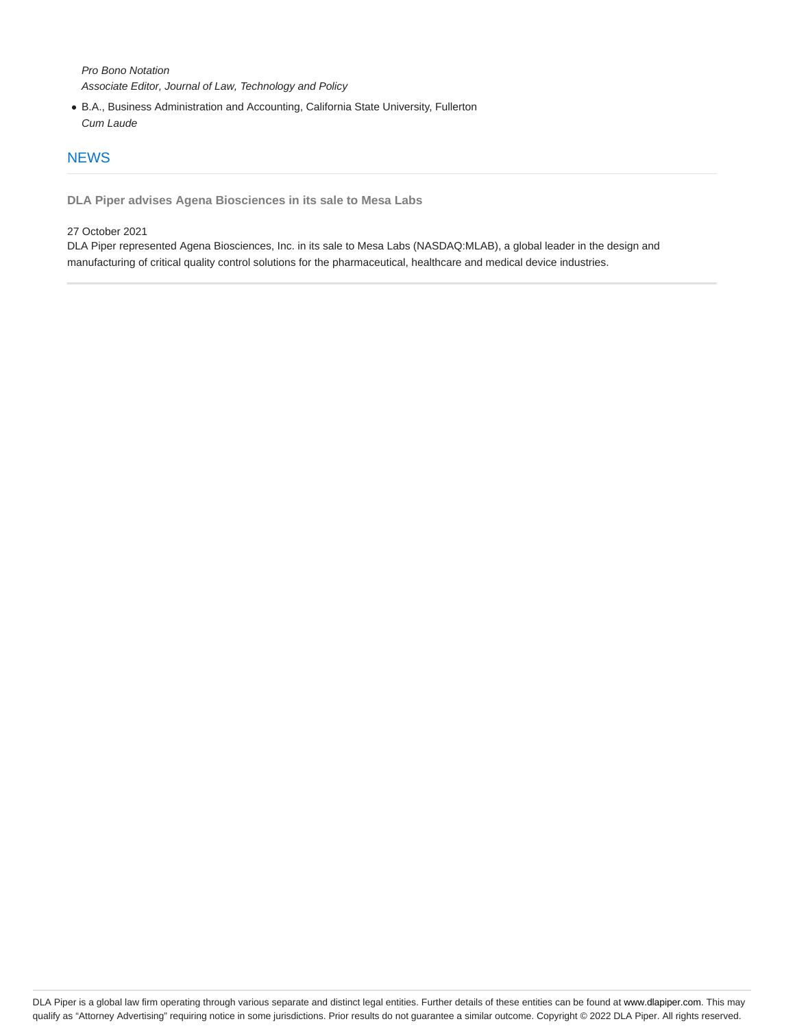*Pro Bono Notation*
*Associate Editor, Journal of Law, Technology and Policy*

- B.A., Business Administration and Accounting, California State University, Fullerton
  *Cum Laude*

## NEWS

**DLA Piper advises Agena Biosciences in its sale to Mesa Labs**

27 October 2021
DLA Piper represented Agena Biosciences, Inc. in its sale to Mesa Labs (NASDAQ:MLAB), a global leader in the design and manufacturing of critical quality control solutions for the pharmaceutical, healthcare and medical device industries.

DLA Piper is a global law firm operating through various separate and distinct legal entities. Further details of these entities can be found at www.dlapiper.com. This may qualify as “Attorney Advertising” requiring notice in some jurisdictions. Prior results do not guarantee a similar outcome. Copyright © 2022 DLA Piper. All rights reserved.